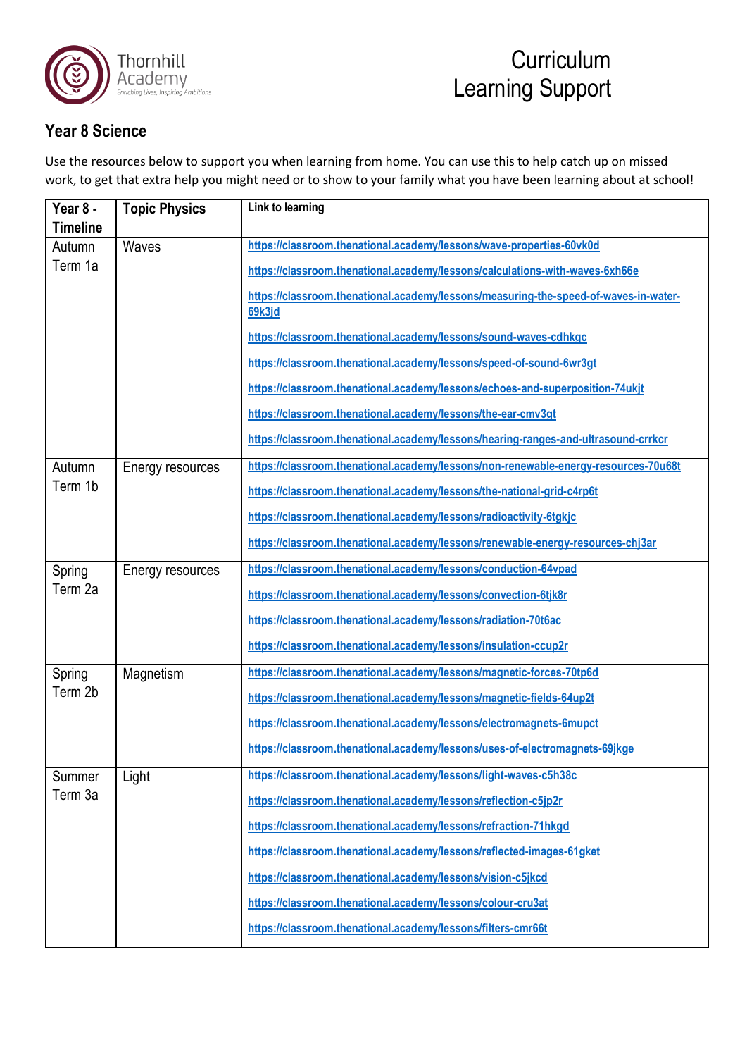Thornhill Academy
*Enriching Lives, Inspiring Ambitions*

# Curriculum Learning Support

## Year 8 Science

Use the resources below to support you when learning from home. You can use this to help catch up on missed work, to get that extra help you might need or to show to your family what you have been learning about at school!

| Year 8 - Timeline | Topic Physics | Link to learning |
|---|---|---|
| Autumn Term 1a | Waves | https://classroom.thenational.academy/lessons/wave-properties-60vk0d<br>https://classroom.thenational.academy/lessons/calculations-with-waves-6xh66e<br>https://classroom.thenational.academy/lessons/measuring-the-speed-of-waves-in-water-69k3jd<br>https://classroom.thenational.academy/lessons/sound-waves-cdhkgc<br>https://classroom.thenational.academy/lessons/speed-of-sound-6wr3gt<br>https://classroom.thenational.academy/lessons/echoes-and-superposition-74ukjt<br>https://classroom.thenational.academy/lessons/the-ear-cmv3gt<br>https://classroom.thenational.academy/lessons/hearing-ranges-and-ultrasound-crrkcr |
| Autumn Term 1b | Energy resources | https://classroom.thenational.academy/lessons/non-renewable-energy-resources-70u68t<br>https://classroom.thenational.academy/lessons/the-national-grid-c4rp6t<br>https://classroom.thenational.academy/lessons/radioactivity-6tgkjc<br>https://classroom.thenational.academy/lessons/renewable-energy-resources-chj3ar |
| Spring Term 2a | Energy resources | https://classroom.thenational.academy/lessons/conduction-64vpad<br>https://classroom.thenational.academy/lessons/convection-6tjk8r<br>https://classroom.thenational.academy/lessons/radiation-70t6ac<br>https://classroom.thenational.academy/lessons/insulation-ccup2r |
| Spring Term 2b | Magnetism | https://classroom.thenational.academy/lessons/magnetic-forces-70tp6d<br>https://classroom.thenational.academy/lessons/magnetic-fields-64up2t<br>https://classroom.thenational.academy/lessons/electromagnets-6mupct<br>https://classroom.thenational.academy/lessons/uses-of-electromagnets-69jkge |
| Summer Term 3a | Light | https://classroom.thenational.academy/lessons/light-waves-c5h38c<br>https://classroom.thenational.academy/lessons/reflection-c5jp2r<br>https://classroom.thenational.academy/lessons/refraction-71hkgd<br>https://classroom.thenational.academy/lessons/reflected-images-61gket<br>https://classroom.thenational.academy/lessons/vision-c5jkcd<br>https://classroom.thenational.academy/lessons/colour-cru3at<br>https://classroom.thenational.academy/lessons/filters-cmr66t |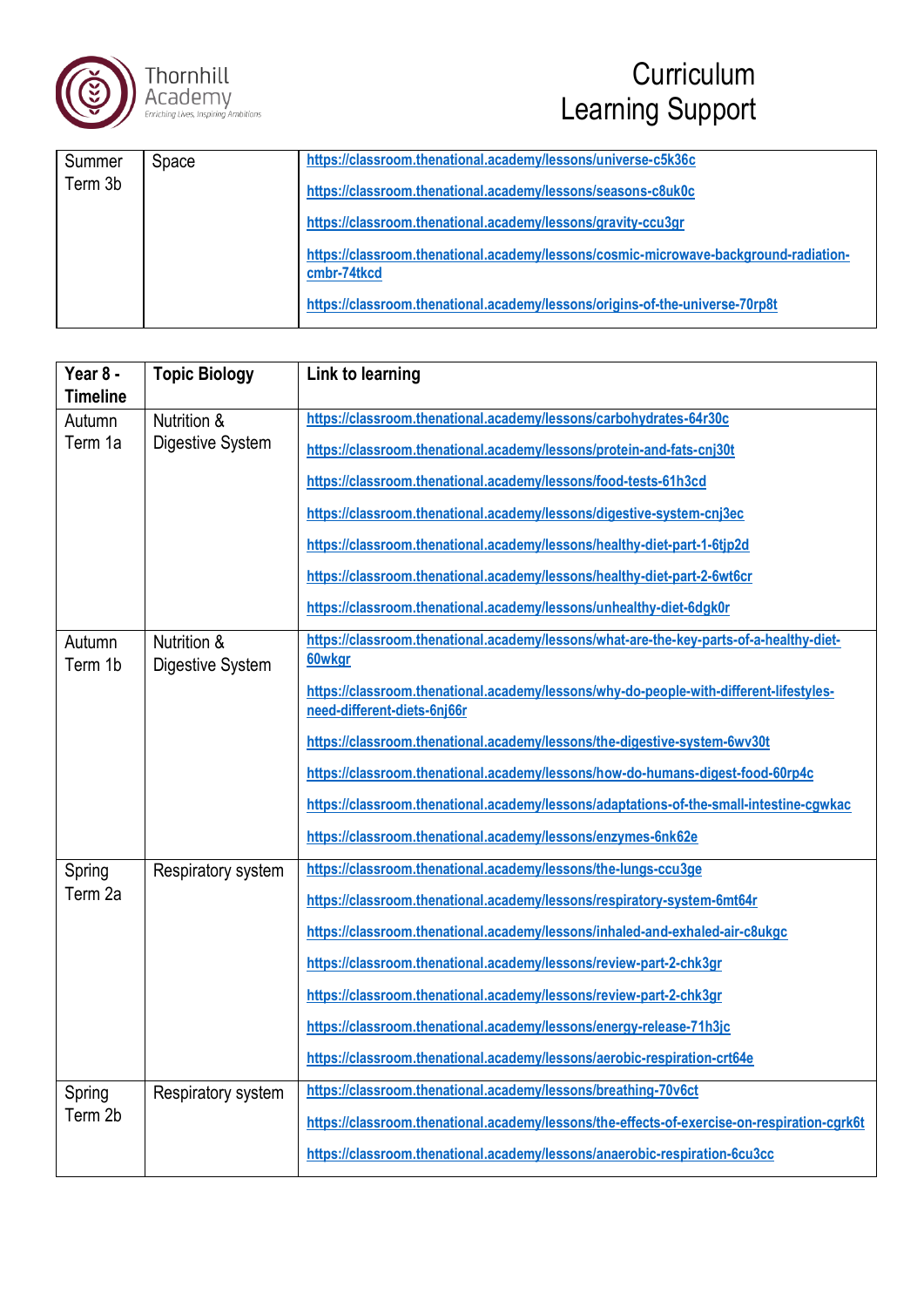| Summer Term 3b | Space | https://classroom.thenational.academy/lessons/universe-c5k36c<br>https://classroom.thenational.academy/lessons/seasons-c8uk0c<br>https://classroom.thenational.academy/lessons/gravity-ccu3gr<br>https://classroom.thenational.academy/lessons/cosmic-microwave-background-radiation-cmbr-74tkcd<br>https://classroom.thenational.academy/lessons/origins-of-the-universe-70rp8t |
|---|---|---|

| Year 8 - Timeline | Topic Biology | Link to learning |
|---|---|---|
| Autumn Term 1a | Nutrition & Digestive System | https://classroom.thenational.academy/lessons/carbohydrates-64r30c<br>https://classroom.thenational.academy/lessons/protein-and-fats-cnj30t<br>https://classroom.thenational.academy/lessons/food-tests-61h3cd<br>https://classroom.thenational.academy/lessons/digestive-system-cnj3ec<br>https://classroom.thenational.academy/lessons/healthy-diet-part-1-6tjp2d<br>https://classroom.thenational.academy/lessons/healthy-diet-part-2-6wt6cr<br>https://classroom.thenational.academy/lessons/unhealthy-diet-6dgk0r |
| Autumn Term 1b | Nutrition & Digestive System | https://classroom.thenational.academy/lessons/what-are-the-key-parts-of-a-healthy-diet-60wkgr<br>https://classroom.thenational.academy/lessons/why-do-people-with-different-lifestyles-need-different-diets-6nj66r<br>https://classroom.thenational.academy/lessons/the-digestive-system-6wv30t<br>https://classroom.thenational.academy/lessons/how-do-humans-digest-food-60rp4c<br>https://classroom.thenational.academy/lessons/adaptations-of-the-small-intestine-cgwkac<br>https://classroom.thenational.academy/lessons/enzymes-6nk62e |
| Spring Term 2a | Respiratory system | https://classroom.thenational.academy/lessons/the-lungs-ccu3ge<br>https://classroom.thenational.academy/lessons/respiratory-system-6mt64r<br>https://classroom.thenational.academy/lessons/inhaled-and-exhaled-air-c8ukgc<br>https://classroom.thenational.academy/lessons/review-part-2-chk3gr<br>https://classroom.thenational.academy/lessons/review-part-2-chk3gr<br>https://classroom.thenational.academy/lessons/energy-release-71h3jc<br>https://classroom.thenational.academy/lessons/aerobic-respiration-crt64e |
| Spring Term 2b | Respiratory system | https://classroom.thenational.academy/lessons/breathing-70v6ct<br>https://classroom.thenational.academy/lessons/the-effects-of-exercise-on-respiration-cgrk6t<br>https://classroom.thenational.academy/lessons/anaerobic-respiration-6cu3cc |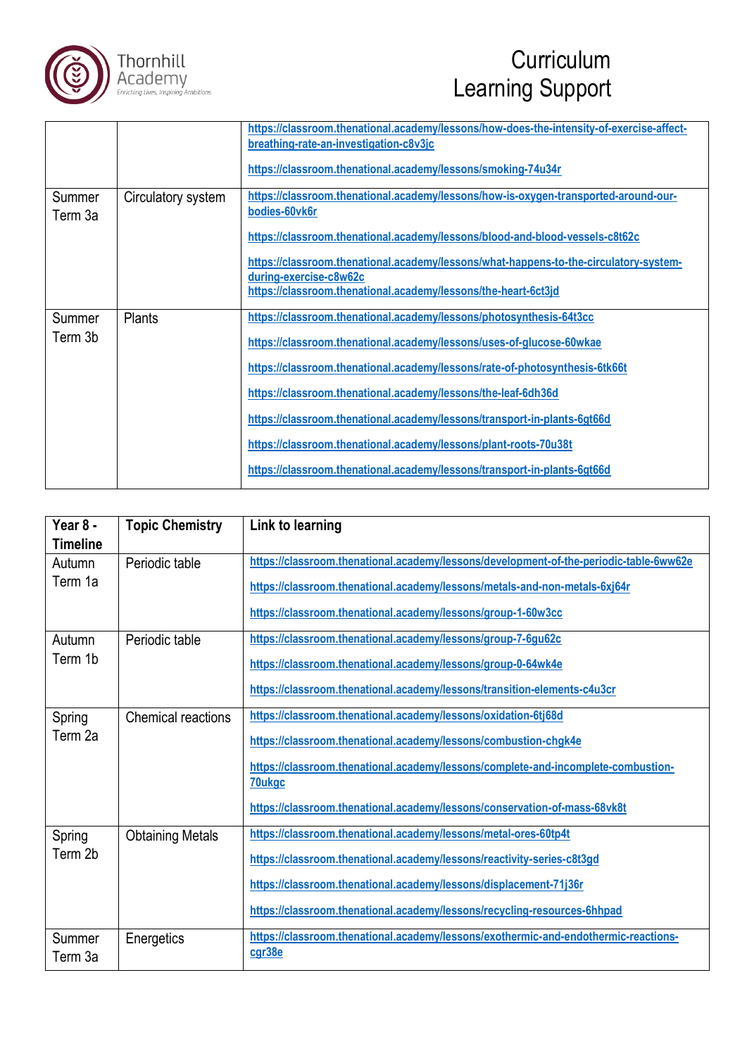| | | |
|---|---|---|
| | | https://classroom.thenational.academy/lessons/how-does-the-intensity-of-exercise-affect-breathing-rate-an-investigation-c8v3jc<br><br>https://classroom.thenational.academy/lessons/smoking-74u34r |
| Summer Term 3a | Circulatory system | https://classroom.thenational.academy/lessons/how-is-oxygen-transported-around-our-bodies-60vk6r<br><br>https://classroom.thenational.academy/lessons/blood-and-blood-vessels-c8t62c<br><br>https://classroom.thenational.academy/lessons/what-happens-to-the-circulatory-system-during-exercise-c8w62c<br>https://classroom.thenational.academy/lessons/the-heart-6ct3jd |
| Summer Term 3b | Plants | https://classroom.thenational.academy/lessons/photosynthesis-64t3cc<br><br>https://classroom.thenational.academy/lessons/uses-of-glucose-60wkae<br><br>https://classroom.thenational.academy/lessons/rate-of-photosynthesis-6tk66t<br><br>https://classroom.thenational.academy/lessons/the-leaf-6dh36d<br><br>https://classroom.thenational.academy/lessons/transport-in-plants-6gt66d<br><br>https://classroom.thenational.academy/lessons/plant-roots-70u38t<br><br>https://classroom.thenational.academy/lessons/transport-in-plants-6gt66d |

| **Year 8 - Timeline** | **Topic Chemistry** | **Link to learning** |
|---|---|---|
| Autumn Term 1a | Periodic table | https://classroom.thenational.academy/lessons/development-of-the-periodic-table-6ww62e<br><br>https://classroom.thenational.academy/lessons/metals-and-non-metals-6xj64r<br><br>https://classroom.thenational.academy/lessons/group-1-60w3cc |
| Autumn Term 1b | Periodic table | https://classroom.thenational.academy/lessons/group-7-6gu62c<br><br>https://classroom.thenational.academy/lessons/group-0-64wk4e<br><br>https://classroom.thenational.academy/lessons/transition-elements-c4u3cr |
| Spring Term 2a | Chemical reactions | https://classroom.thenational.academy/lessons/oxidation-6tj68d<br><br>https://classroom.thenational.academy/lessons/combustion-chgk4e<br><br>https://classroom.thenational.academy/lessons/complete-and-incomplete-combustion-70ukgc<br><br>https://classroom.thenational.academy/lessons/conservation-of-mass-68vk8t |
| Spring Term 2b | Obtaining Metals | https://classroom.thenational.academy/lessons/metal-ores-60tp4t<br><br>https://classroom.thenational.academy/lessons/reactivity-series-c8t3gd<br><br>https://classroom.thenational.academy/lessons/displacement-71j36r<br><br>https://classroom.thenational.academy/lessons/recycling-resources-6hhpad |
| Summer Term 3a | Energetics | https://classroom.thenational.academy/lessons/exothermic-and-endothermic-reactions-cgr38e |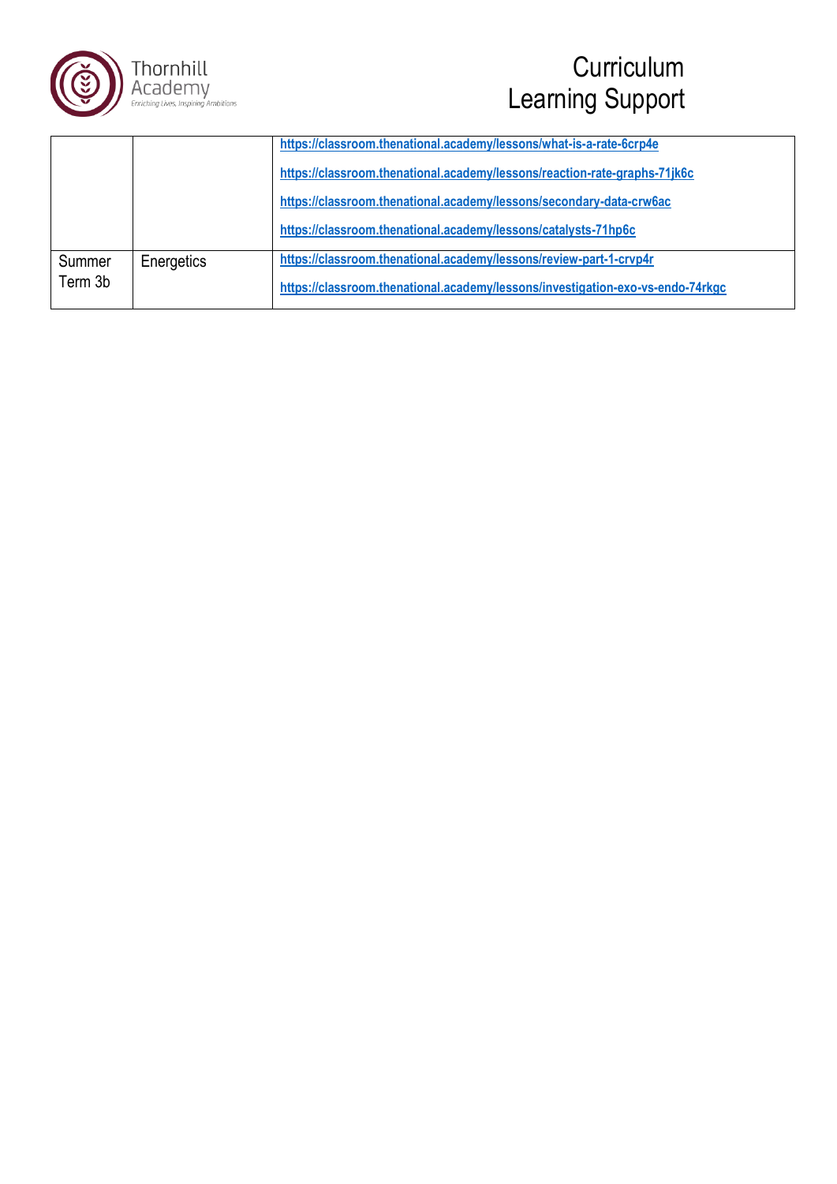| | | |
|---|---|---|
| | | https://classroom.thenational.academy/lessons/what-is-a-rate-6crp4e<br><br>https://classroom.thenational.academy/lessons/reaction-rate-graphs-71jk6c<br><br>https://classroom.thenational.academy/lessons/secondary-data-crw6ac<br><br>https://classroom.thenational.academy/lessons/catalysts-71hp6c |
| Summer Term 3b | Energetics | https://classroom.thenational.academy/lessons/review-part-1-crvp4r<br><br>https://classroom.thenational.academy/lessons/investigation-exo-vs-endo-74rkgc |